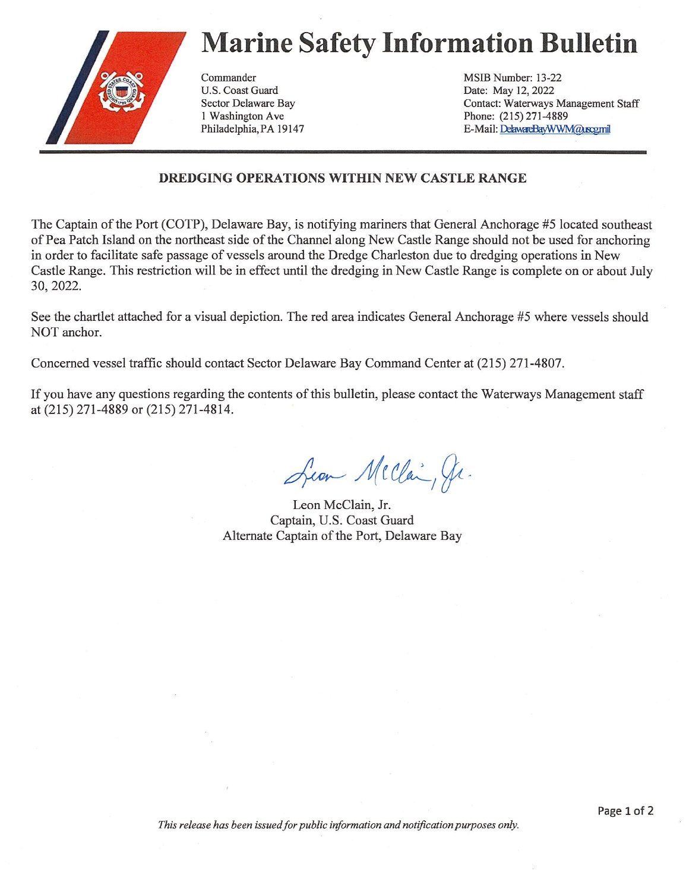# Marine Safety Information Bulletin

Commander
U.S. Coast Guard
Sector Delaware Bay
1 Washington Ave
Philadelphia, PA 19147

MSIB Number: 13-22
Date: May 12, 2022
Contact: Waterways Management Staff
Phone: (215) 271-4889
E-Mail: DelawareBayWWM@uscg.mil

## DREDGING OPERATIONS WITHIN NEW CASTLE RANGE

The Captain of the Port (COTP), Delaware Bay, is notifying mariners that General Anchorage #5 located southeast of Pea Patch Island on the northeast side of the Channel along New Castle Range should not be used for anchoring in order to facilitate safe passage of vessels around the Dredge Charleston due to dredging operations in New Castle Range. This restriction will be in effect until the dredging in New Castle Range is complete on or about July 30, 2022.

See the chartlet attached for a visual depiction. The red area indicates General Anchorage #5 where vessels should NOT anchor.

Concerned vessel traffic should contact Sector Delaware Bay Command Center at (215) 271-4807.

If you have any questions regarding the contents of this bulletin, please contact the Waterways Management staff at (215) 271-4889 or (215) 271-4814.

Leon McClain, Jr.
Captain, U.S. Coast Guard
Alternate Captain of the Port, Delaware Bay

*This release has been issued for public information and notification purposes only.*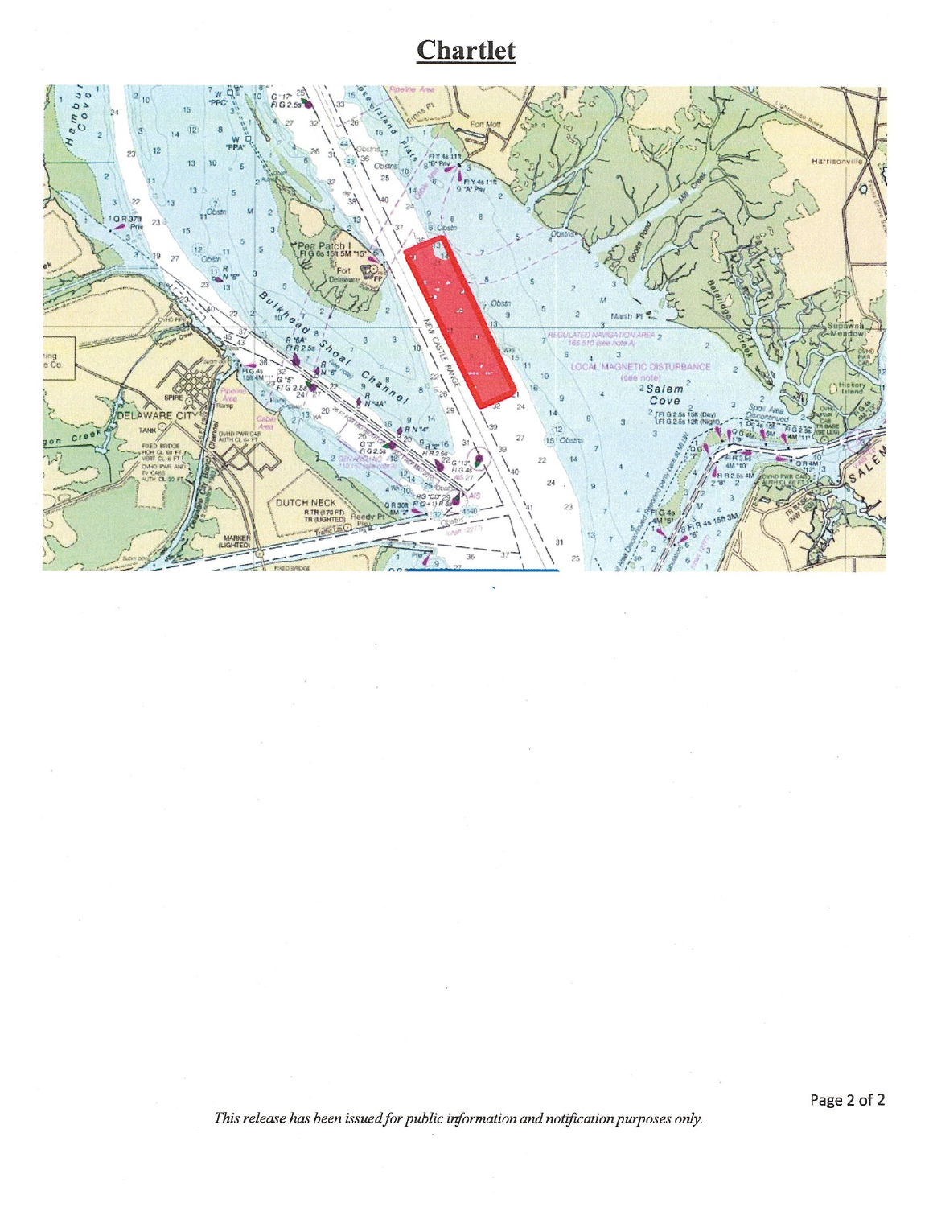# Chartlet

*This release has been issued for public information and notification purposes only.*